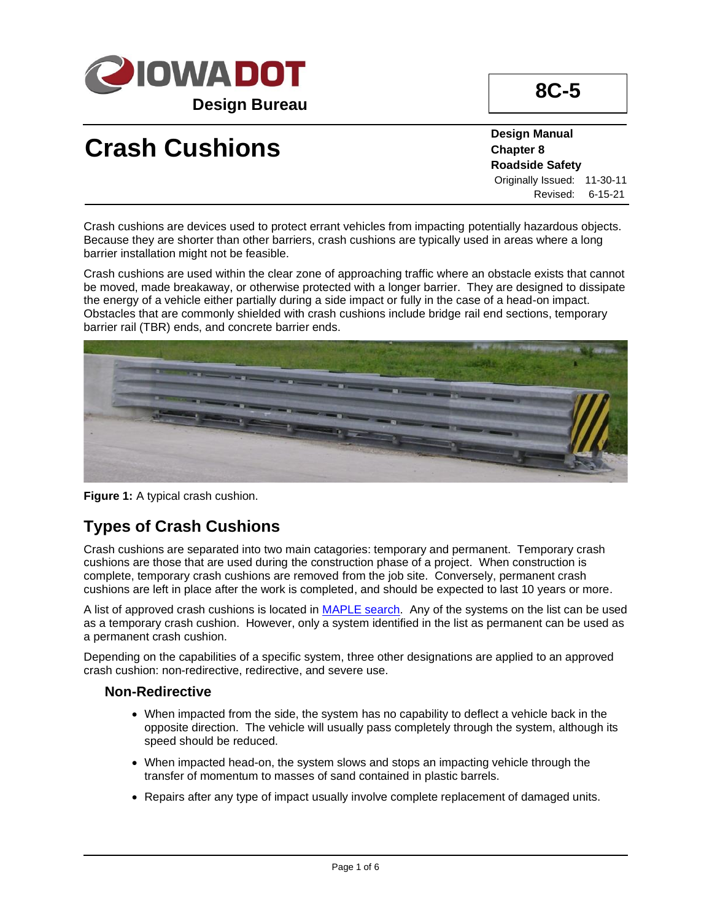# Crash Cushions

**Design Manual**
**Chapter 8**
**Roadside Safety**
Originally Issued: 11-30-11
Revised: 6-15-21

**8C-5**

Crash cushions are devices used to protect errant vehicles from impacting potentially hazardous objects. Because they are shorter than other barriers, crash cushions are typically used in areas where a long barrier installation might not be feasible.

Crash cushions are used within the clear zone of approaching traffic where an obstacle exists that cannot be moved, made breakaway, or otherwise protected with a longer barrier. They are designed to dissipate the energy of a vehicle either partially during a side impact or fully in the case of a head-on impact. Obstacles that are commonly shielded with crash cushions include bridge rail end sections, temporary barrier rail (TBR) ends, and concrete barrier ends.

**Figure 1:** A typical crash cushion.

## Types of Crash Cushions

Crash cushions are separated into two main catagories: temporary and permanent. Temporary crash cushions are those that are used during the construction phase of a project. When construction is complete, temporary crash cushions are removed from the job site. Conversely, permanent crash cushions are left in place after the work is completed, and should be expected to last 10 years or more.

A list of approved crash cushions is located in MAPLE search. Any of the systems on the list can be used as a temporary crash cushion. However, only a system identified in the list as permanent can be used as a permanent crash cushion.

Depending on the capabilities of a specific system, three other designations are applied to an approved crash cushion: non-redirective, redirective, and severe use.

### Non-Redirective

- When impacted from the side, the system has no capability to deflect a vehicle back in the opposite direction. The vehicle will usually pass completely through the system, although its speed should be reduced.
- When impacted head-on, the system slows and stops an impacting vehicle through the transfer of momentum to masses of sand contained in plastic barrels.
- Repairs after any type of impact usually involve complete replacement of damaged units.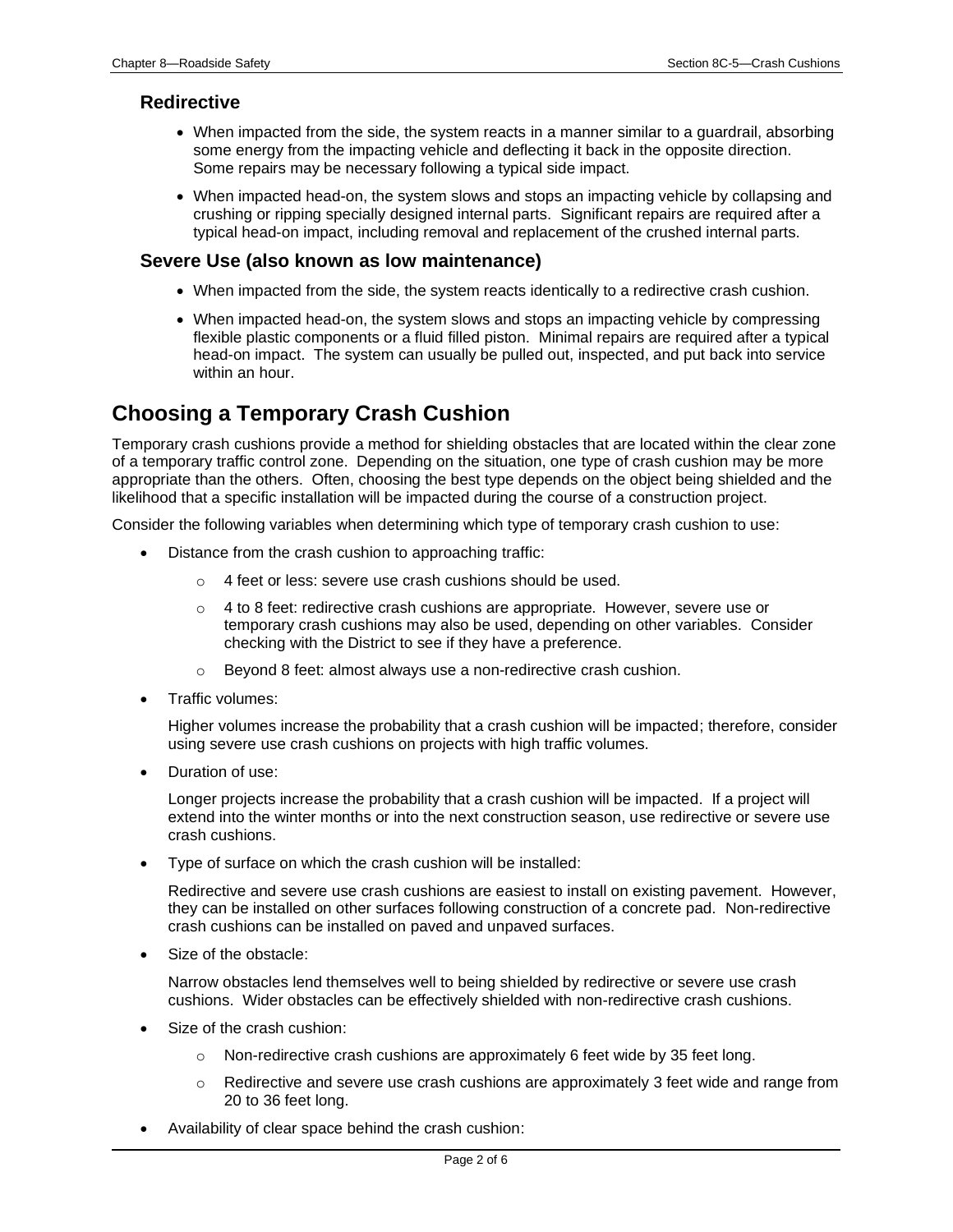### Redirective

- When impacted from the side, the system reacts in a manner similar to a guardrail, absorbing some energy from the impacting vehicle and deflecting it back in the opposite direction. Some repairs may be necessary following a typical side impact.
- When impacted head-on, the system slows and stops an impacting vehicle by collapsing and crushing or ripping specially designed internal parts. Significant repairs are required after a typical head-on impact, including removal and replacement of the crushed internal parts.

### Severe Use (also known as low maintenance)

- When impacted from the side, the system reacts identically to a redirective crash cushion.
- When impacted head-on, the system slows and stops an impacting vehicle by compressing flexible plastic components or a fluid filled piston. Minimal repairs are required after a typical head-on impact. The system can usually be pulled out, inspected, and put back into service within an hour.

## Choosing a Temporary Crash Cushion

Temporary crash cushions provide a method for shielding obstacles that are located within the clear zone of a temporary traffic control zone. Depending on the situation, one type of crash cushion may be more appropriate than the others. Often, choosing the best type depends on the object being shielded and the likelihood that a specific installation will be impacted during the course of a construction project.

Consider the following variables when determining which type of temporary crash cushion to use:

- Distance from the crash cushion to approaching traffic:
    - 4 feet or less: severe use crash cushions should be used.
    - 4 to 8 feet: redirective crash cushions are appropriate. However, severe use or temporary crash cushions may also be used, depending on other variables. Consider checking with the District to see if they have a preference.
    - Beyond 8 feet: almost always use a non-redirective crash cushion.
- Traffic volumes:

  Higher volumes increase the probability that a crash cushion will be impacted; therefore, consider using severe use crash cushions on projects with high traffic volumes.
- Duration of use:

  Longer projects increase the probability that a crash cushion will be impacted. If a project will extend into the winter months or into the next construction season, use redirective or severe use crash cushions.
- Type of surface on which the crash cushion will be installed:

  Redirective and severe use crash cushions are easiest to install on existing pavement. However, they can be installed on other surfaces following construction of a concrete pad. Non-redirective crash cushions can be installed on paved and unpaved surfaces.
- Size of the obstacle:

  Narrow obstacles lend themselves well to being shielded by redirective or severe use crash cushions. Wider obstacles can be effectively shielded with non-redirective crash cushions.
- Size of the crash cushion:
    - Non-redirective crash cushions are approximately 6 feet wide by 35 feet long.
    - Redirective and severe use crash cushions are approximately 3 feet wide and range from 20 to 36 feet long.
- Availability of clear space behind the crash cushion: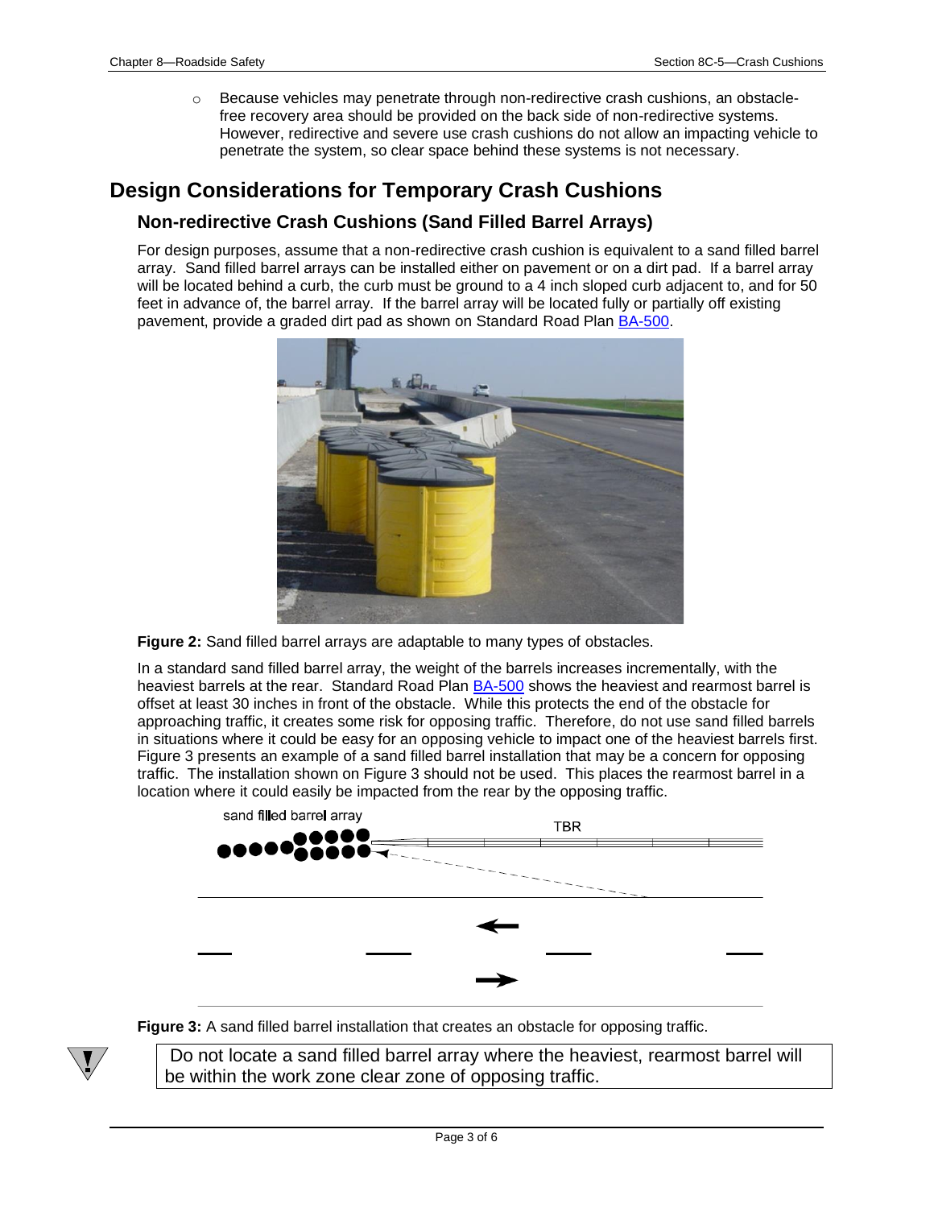- Because vehicles may penetrate through non-redirective crash cushions, an obstacle-free recovery area should be provided on the back side of non-redirective systems. However, redirective and severe use crash cushions do not allow an impacting vehicle to penetrate the system, so clear space behind these systems is not necessary.

## Design Considerations for Temporary Crash Cushions

### Non-redirective Crash Cushions (Sand Filled Barrel Arrays)

For design purposes, assume that a non-redirective crash cushion is equivalent to a sand filled barrel array. Sand filled barrel arrays can be installed either on pavement or on a dirt pad. If a barrel array will be located behind a curb, the curb must be ground to a 4 inch sloped curb adjacent to, and for 50 feet in advance of, the barrel array. If the barrel array will be located fully or partially off existing pavement, provide a graded dirt pad as shown on Standard Road Plan BA-500.

**Figure 2:** Sand filled barrel arrays are adaptable to many types of obstacles.

In a standard sand filled barrel array, the weight of the barrels increases incrementally, with the heaviest barrels at the rear. Standard Road Plan BA-500 shows the heaviest and rearmost barrel is offset at least 30 inches in front of the obstacle. While this protects the end of the obstacle for approaching traffic, it creates some risk for opposing traffic. Therefore, do not use sand filled barrels in situations where it could be easy for an opposing vehicle to impact one of the heaviest barrels first. Figure 3 presents an example of a sand filled barrel installation that may be a concern for opposing traffic. The installation shown on Figure 3 should not be used. This places the rearmost barrel in a location where it could easily be impacted from the rear by the opposing traffic.

sand filled barrel array

TBR

**Figure 3:** A sand filled barrel installation that creates an obstacle for opposing traffic.

Do not locate a sand filled barrel array where the heaviest, rearmost barrel will be within the work zone clear zone of opposing traffic.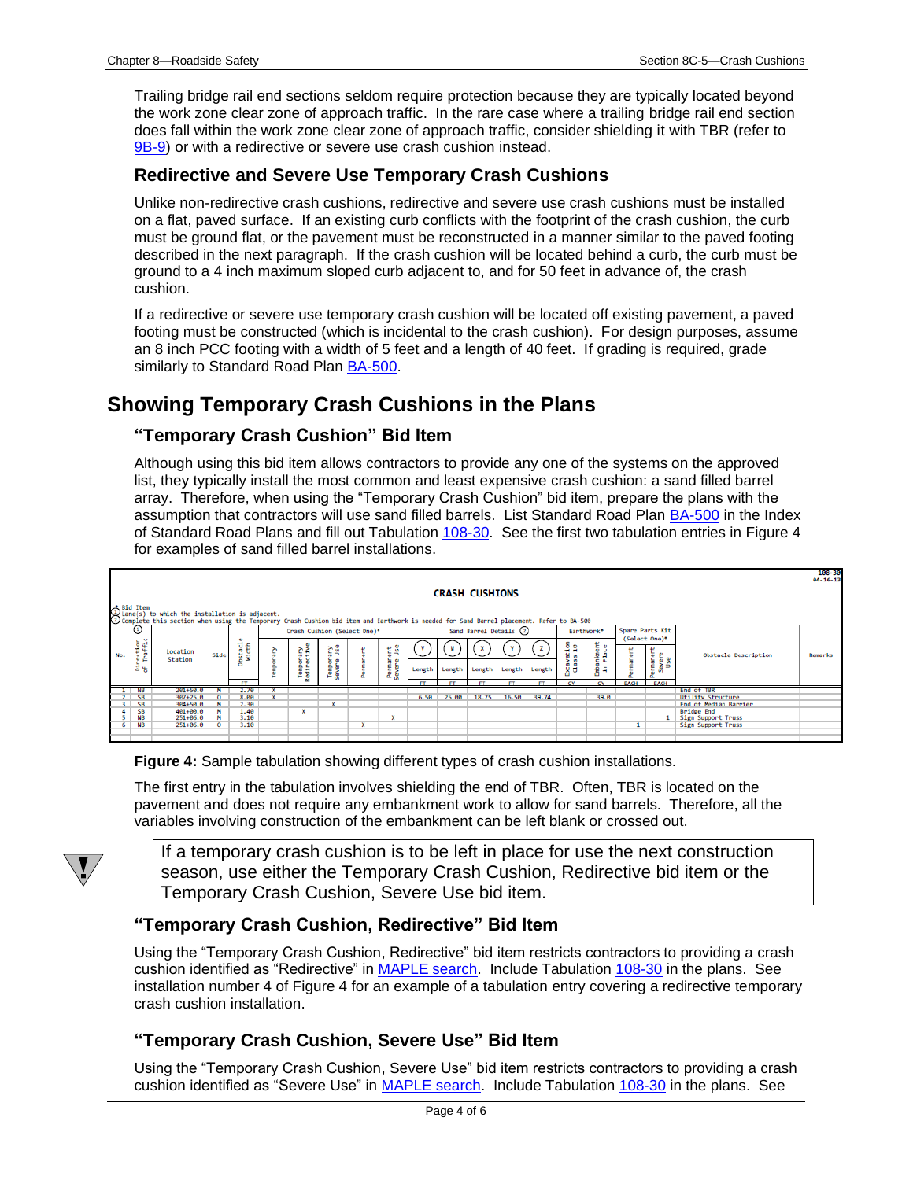Trailing bridge rail end sections seldom require protection because they are typically located beyond the work zone clear zone of approach traffic. In the rare case where a trailing bridge rail end section does fall within the work zone clear zone of approach traffic, consider shielding it with TBR (refer to 9B-9) or with a redirective or severe use crash cushion instead.

### Redirective and Severe Use Temporary Crash Cushions

Unlike non-redirective crash cushions, redirective and severe use crash cushions must be installed on a flat, paved surface. If an existing curb conflicts with the footprint of the crash cushion, the curb must be ground flat, or the pavement must be reconstructed in a manner similar to the paved footing described in the next paragraph. If the crash cushion will be located behind a curb, the curb must be ground to a 4 inch maximum sloped curb adjacent to, and for 50 feet in advance of, the crash cushion.

If a redirective or severe use temporary crash cushion will be located off existing pavement, a paved footing must be constructed (which is incidental to the crash cushion). For design purposes, assume an 8 inch PCC footing with a width of 5 feet and a length of 40 feet. If grading is required, grade similarly to Standard Road Plan BA-500.

## Showing Temporary Crash Cushions in the Plans

### "Temporary Crash Cushion" Bid Item

Although using this bid item allows contractors to provide any one of the systems on the approved list, they typically install the most common and least expensive crash cushion: a sand filled barrel array. Therefore, when using the "Temporary Crash Cushion" bid item, prepare the plans with the assumption that contractors will use sand filled barrels. List Standard Road Plan BA-500 in the Index of Standard Road Plans and fill out Tabulation 108-30. See the first two tabulation entries in Figure 4 for examples of sand filled barrel installations.

108-30
04-16-13

**CRASH CUSHIONS**

\* Bid Item
① Lane(s) to which the installation is adjacent.
② Complete this section when using the Temporary Crash Cushion bid item and Earthwork is needed for Sand Barrel placement. Refer to BA-500.

| No. | Direction of Traffic ① | Location Station | Side | Obstacle Width | Crash Cushion (Select One)* | | | | | Sand Barrel Details ② | | | | | Earthwork* | | Spare Parts Kit (Select One)* | | Obstacle Description | Remarks |
|---|---|---|---|---|---|---|---|---|---|---|---|---|---|---|---|---|---|---|---|---|
| | | | | | Temporary | Temporary Redirective | Temporary Severe Use | Permanent | Permanent Severe Use | (V) Length | (W) Length | (X) Length | (Y) Length | (Z) Length | Excavation Class 10 | Embankment in Place | Permanent | Permanent Severe Use | | |
| | | | | FT | | | | | | FT | FT | FT | FT | FT | CY | CY | EACH | EACH | | |
| 1 | NB | 201+50.0 | M | 2.70 | X | | | | | | | | | | | | | | End of TBR | |
| 2 | SB | 307+25.0 | O | 8.00 | X | | | | | 6.50 | 25.00 | 18.75 | 16.50 | 39.74 | | 39.0 | | | Utility Structure | |
| 3 | SB | 304+50.0 | M | 2.30 | | | X | | | | | | | | | | | | End of Median Barrier | |
| 4 | SB | 401+00.0 | M | 1.40 | | X | | | | | | | | | | | | | Bridge End | |
| 5 | NB | 251+06.0 | M | 3.10 | | | | | X | | | | | | | | | 1 | Sign Support Truss | |
| 6 | NB | 251+06.0 | O | 3.10 | | | | X | | | | | | | | | 1 | | Sign Support Truss | |

**Figure 4:** Sample tabulation showing different types of crash cushion installations.

The first entry in the tabulation involves shielding the end of TBR. Often, TBR is located on the pavement and does not require any embankment work to allow for sand barrels. Therefore, all the variables involving construction of the embankment can be left blank or crossed out.

> If a temporary crash cushion is to be left in place for use the next construction season, use either the Temporary Crash Cushion, Redirective bid item or the Temporary Crash Cushion, Severe Use bid item.

### "Temporary Crash Cushion, Redirective" Bid Item

Using the "Temporary Crash Cushion, Redirective" bid item restricts contractors to providing a crash cushion identified as "Redirective" in MAPLE search. Include Tabulation 108-30 in the plans. See installation number 4 of Figure 4 for an example of a tabulation entry covering a redirective temporary crash cushion installation.

### "Temporary Crash Cushion, Severe Use" Bid Item

Using the "Temporary Crash Cushion, Severe Use" bid item restricts contractors to providing a crash cushion identified as "Severe Use" in MAPLE search. Include Tabulation 108-30 in the plans. See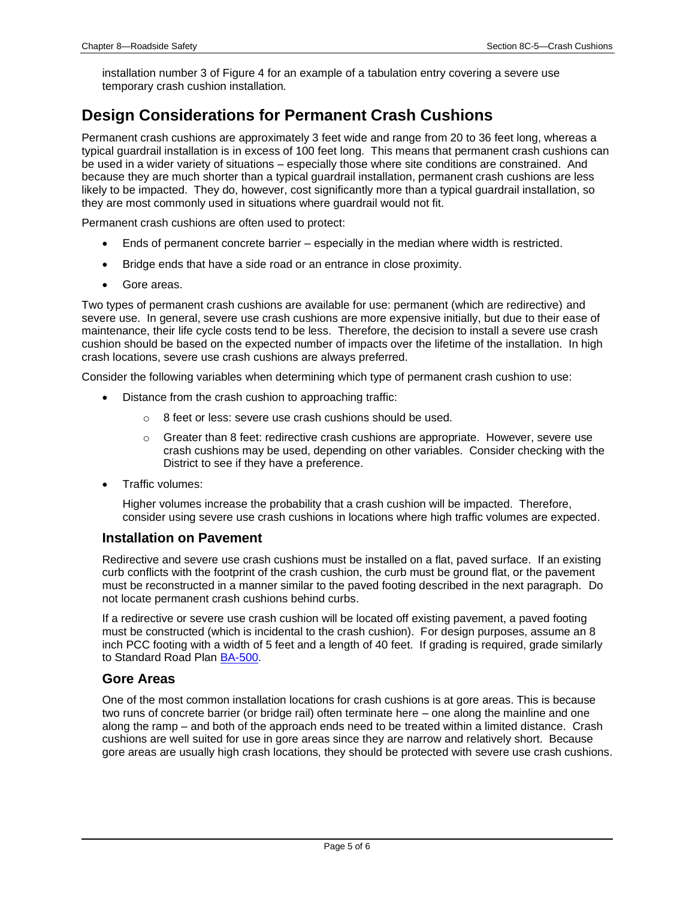installation number 3 of Figure 4 for an example of a tabulation entry covering a severe use temporary crash cushion installation.

## Design Considerations for Permanent Crash Cushions

Permanent crash cushions are approximately 3 feet wide and range from 20 to 36 feet long, whereas a typical guardrail installation is in excess of 100 feet long. This means that permanent crash cushions can be used in a wider variety of situations – especially those where site conditions are constrained. And because they are much shorter than a typical guardrail installation, permanent crash cushions are less likely to be impacted. They do, however, cost significantly more than a typical guardrail installation, so they are most commonly used in situations where guardrail would not fit.

Permanent crash cushions are often used to protect:

- Ends of permanent concrete barrier – especially in the median where width is restricted.
- Bridge ends that have a side road or an entrance in close proximity.
- Gore areas.

Two types of permanent crash cushions are available for use: permanent (which are redirective) and severe use. In general, severe use crash cushions are more expensive initially, but due to their ease of maintenance, their life cycle costs tend to be less. Therefore, the decision to install a severe use crash cushion should be based on the expected number of impacts over the lifetime of the installation. In high crash locations, severe use crash cushions are always preferred.

Consider the following variables when determining which type of permanent crash cushion to use:

- Distance from the crash cushion to approaching traffic:
    - 8 feet or less: severe use crash cushions should be used.
    - Greater than 8 feet: redirective crash cushions are appropriate. However, severe use crash cushions may be used, depending on other variables. Consider checking with the District to see if they have a preference.
- Traffic volumes:

  Higher volumes increase the probability that a crash cushion will be impacted. Therefore, consider using severe use crash cushions in locations where high traffic volumes are expected.

### Installation on Pavement

Redirective and severe use crash cushions must be installed on a flat, paved surface. If an existing curb conflicts with the footprint of the crash cushion, the curb must be ground flat, or the pavement must be reconstructed in a manner similar to the paved footing described in the next paragraph. Do not locate permanent crash cushions behind curbs.

If a redirective or severe use crash cushion will be located off existing pavement, a paved footing must be constructed (which is incidental to the crash cushion). For design purposes, assume an 8 inch PCC footing with a width of 5 feet and a length of 40 feet. If grading is required, grade similarly to Standard Road Plan BA-500.

### Gore Areas

One of the most common installation locations for crash cushions is at gore areas. This is because two runs of concrete barrier (or bridge rail) often terminate here – one along the mainline and one along the ramp – and both of the approach ends need to be treated within a limited distance. Crash cushions are well suited for use in gore areas since they are narrow and relatively short. Because gore areas are usually high crash locations, they should be protected with severe use crash cushions.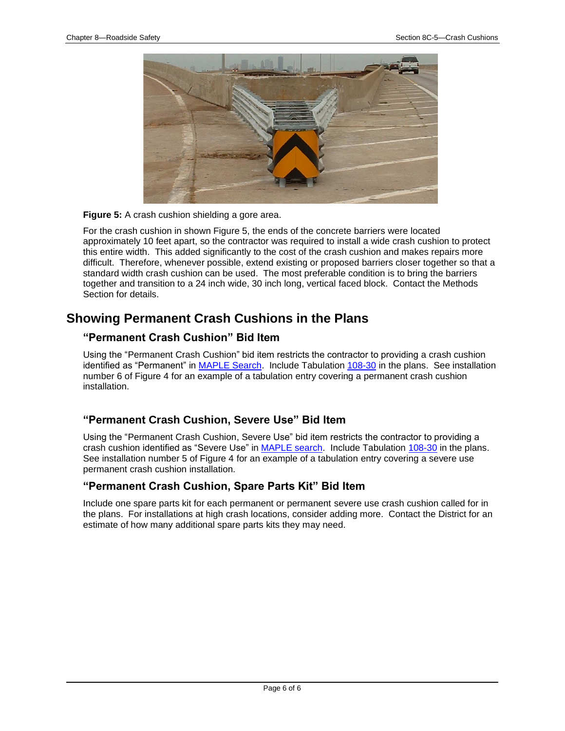**Figure 5:** A crash cushion shielding a gore area.

For the crash cushion in shown Figure 5, the ends of the concrete barriers were located approximately 10 feet apart, so the contractor was required to install a wide crash cushion to protect this entire width. This added significantly to the cost of the crash cushion and makes repairs more difficult. Therefore, whenever possible, extend existing or proposed barriers closer together so that a standard width crash cushion can be used. The most preferable condition is to bring the barriers together and transition to a 24 inch wide, 30 inch long, vertical faced block. Contact the Methods Section for details.

## Showing Permanent Crash Cushions in the Plans

### "Permanent Crash Cushion" Bid Item

Using the "Permanent Crash Cushion" bid item restricts the contractor to providing a crash cushion identified as "Permanent" in MAPLE Search. Include Tabulation 108-30 in the plans. See installation number 6 of Figure 4 for an example of a tabulation entry covering a permanent crash cushion installation.

### "Permanent Crash Cushion, Severe Use" Bid Item

Using the "Permanent Crash Cushion, Severe Use" bid item restricts the contractor to providing a crash cushion identified as "Severe Use" in MAPLE search. Include Tabulation 108-30 in the plans. See installation number 5 of Figure 4 for an example of a tabulation entry covering a severe use permanent crash cushion installation.

### "Permanent Crash Cushion, Spare Parts Kit" Bid Item

Include one spare parts kit for each permanent or permanent severe use crash cushion called for in the plans. For installations at high crash locations, consider adding more. Contact the District for an estimate of how many additional spare parts kits they may need.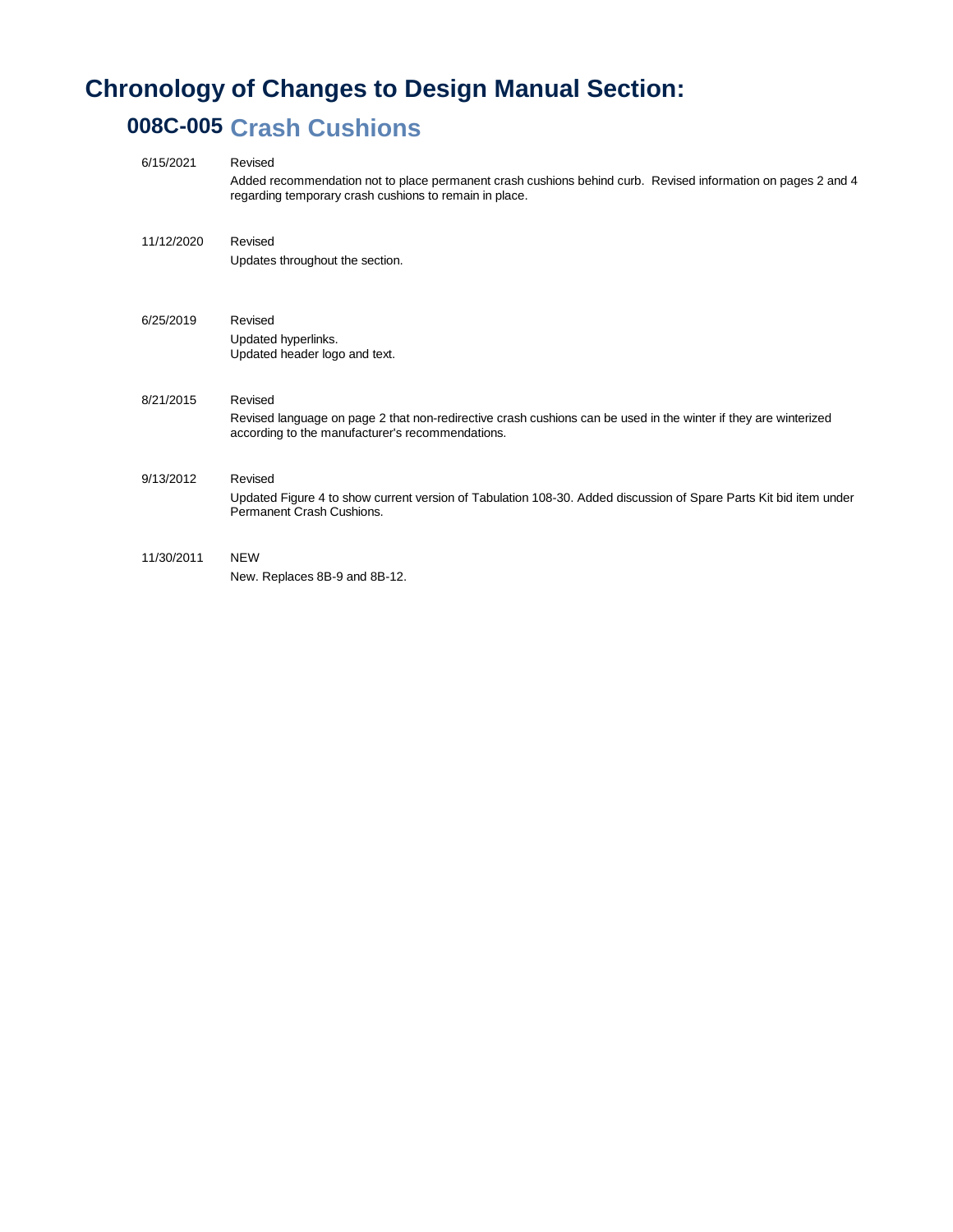# Chronology of Changes to Design Manual Section:

## 008C-005 Crash Cushions

| | |
|---|---|
| 6/15/2021 | Revised<br>Added recommendation not to place permanent crash cushions behind curb. Revised information on pages 2 and 4 regarding temporary crash cushions to remain in place. |
| 11/12/2020 | Revised<br>Updates throughout the section. |
| 6/25/2019 | Revised<br>Updated hyperlinks.<br>Updated header logo and text. |
| 8/21/2015 | Revised<br>Revised language on page 2 that non-redirective crash cushions can be used in the winter if they are winterized according to the manufacturer's recommendations. |
| 9/13/2012 | Revised<br>Updated Figure 4 to show current version of Tabulation 108-30. Added discussion of Spare Parts Kit bid item under Permanent Crash Cushions. |
| 11/30/2011 | NEW<br>New. Replaces 8B-9 and 8B-12. |